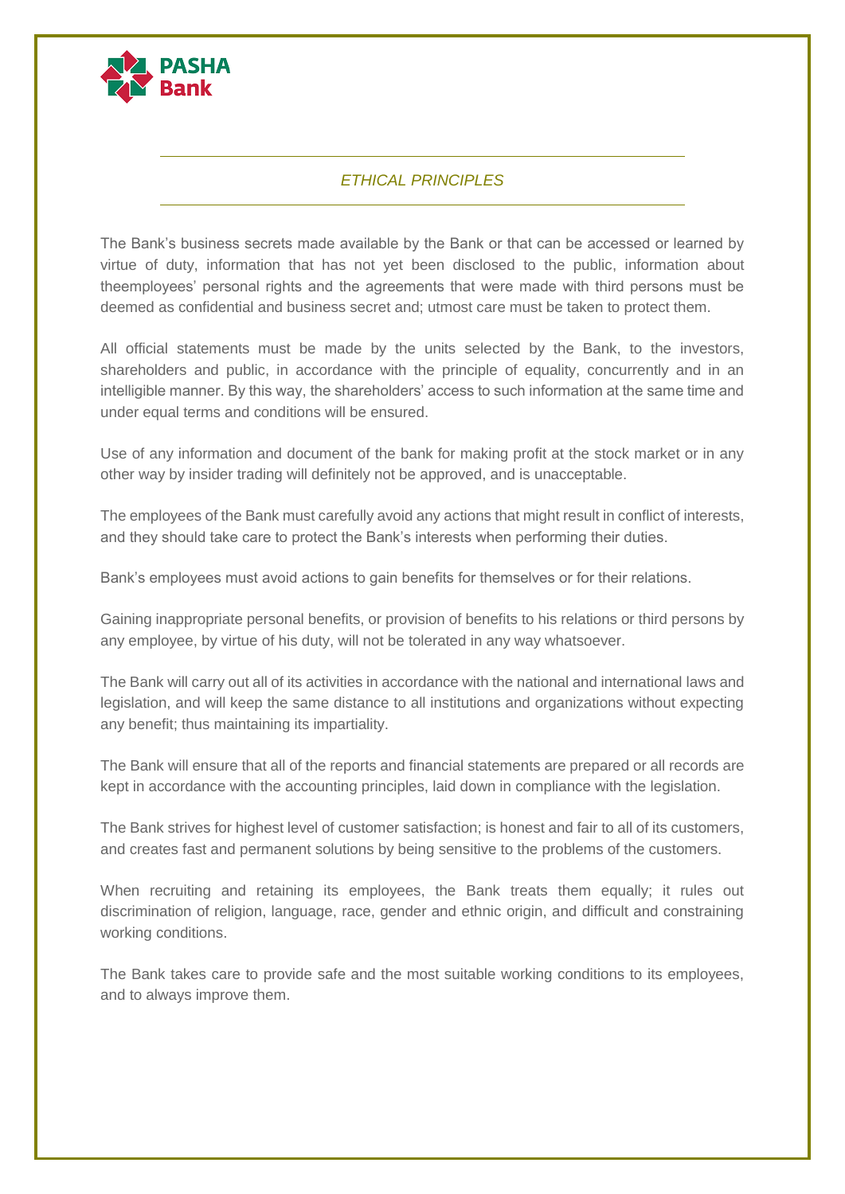PASHA Bank

## *ETHICAL PRINCIPLES*

The Bank's business secrets made available by the Bank or that can be accessed or learned by virtue of duty, information that has not yet been disclosed to the public, information about theemployees' personal rights and the agreements that were made with third persons must be deemed as confidential and business secret and; utmost care must be taken to protect them.

All official statements must be made by the units selected by the Bank, to the investors, shareholders and public, in accordance with the principle of equality, concurrently and in an intelligible manner. By this way, the shareholders' access to such information at the same time and under equal terms and conditions will be ensured.

Use of any information and document of the bank for making profit at the stock market or in any other way by insider trading will definitely not be approved, and is unacceptable.

The employees of the Bank must carefully avoid any actions that might result in conflict of interests, and they should take care to protect the Bank's interests when performing their duties.

Bank's employees must avoid actions to gain benefits for themselves or for their relations.

Gaining inappropriate personal benefits, or provision of benefits to his relations or third persons by any employee, by virtue of his duty, will not be tolerated in any way whatsoever.

The Bank will carry out all of its activities in accordance with the national and international laws and legislation, and will keep the same distance to all institutions and organizations without expecting any benefit; thus maintaining its impartiality.

The Bank will ensure that all of the reports and financial statements are prepared or all records are kept in accordance with the accounting principles, laid down in compliance with the legislation.

The Bank strives for highest level of customer satisfaction; is honest and fair to all of its customers, and creates fast and permanent solutions by being sensitive to the problems of the customers.

When recruiting and retaining its employees, the Bank treats them equally; it rules out discrimination of religion, language, race, gender and ethnic origin, and difficult and constraining working conditions.

The Bank takes care to provide safe and the most suitable working conditions to its employees, and to always improve them.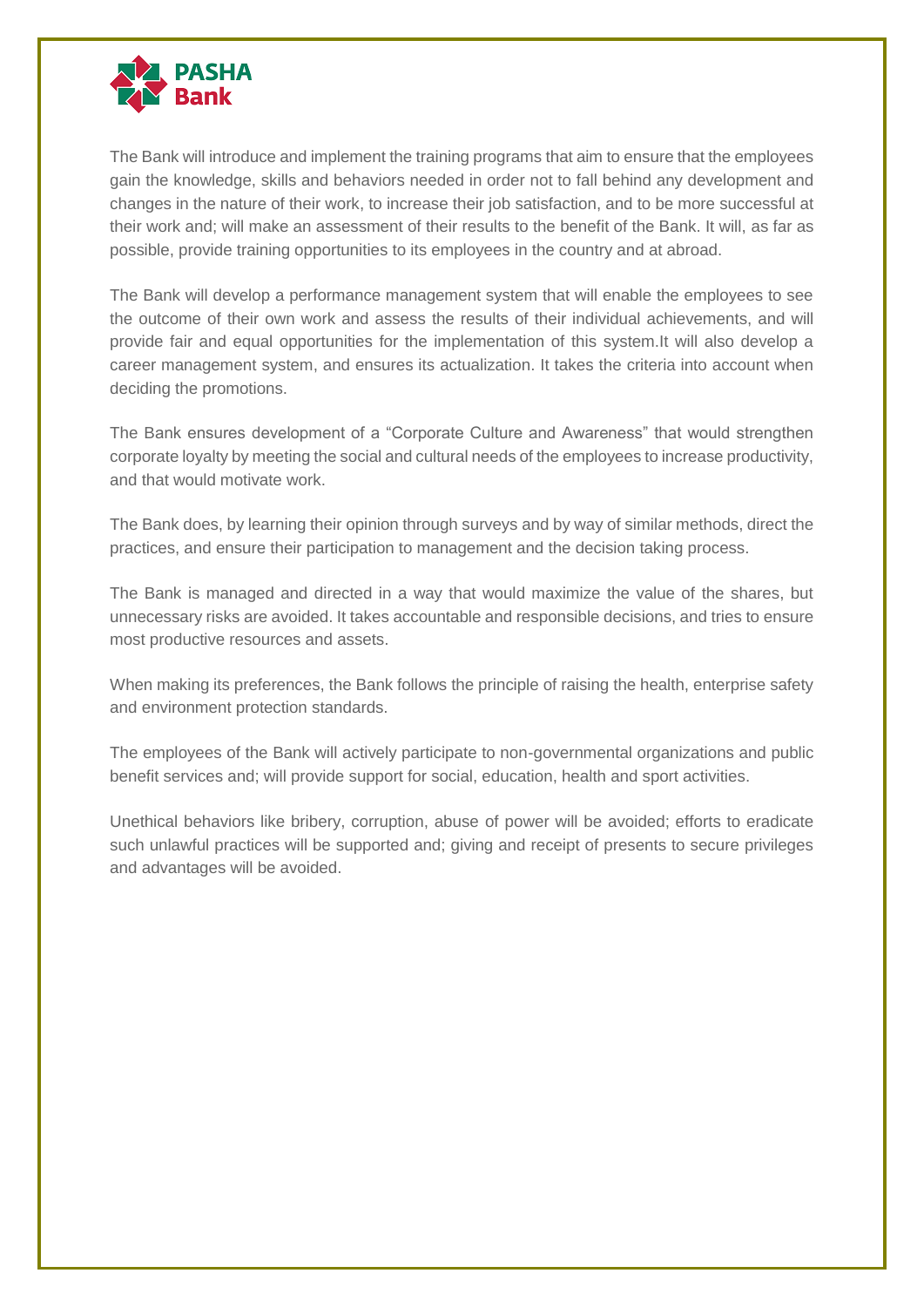The Bank will introduce and implement the training programs that aim to ensure that the employees gain the knowledge, skills and behaviors needed in order not to fall behind any development and changes in the nature of their work, to increase their job satisfaction, and to be more successful at their work and; will make an assessment of their results to the benefit of the Bank. It will, as far as possible, provide training opportunities to its employees in the country and at abroad.

The Bank will develop a performance management system that will enable the employees to see the outcome of their own work and assess the results of their individual achievements, and will provide fair and equal opportunities for the implementation of this system.It will also develop a career management system, and ensures its actualization. It takes the criteria into account when deciding the promotions.

The Bank ensures development of a "Corporate Culture and Awareness" that would strengthen corporate loyalty by meeting the social and cultural needs of the employees to increase productivity, and that would motivate work.

The Bank does, by learning their opinion through surveys and by way of similar methods, direct the practices, and ensure their participation to management and the decision taking process.

The Bank is managed and directed in a way that would maximize the value of the shares, but unnecessary risks are avoided. It takes accountable and responsible decisions, and tries to ensure most productive resources and assets.

When making its preferences, the Bank follows the principle of raising the health, enterprise safety and environment protection standards.

The employees of the Bank will actively participate to non-governmental organizations and public benefit services and; will provide support for social, education, health and sport activities.

Unethical behaviors like bribery, corruption, abuse of power will be avoided; efforts to eradicate such unlawful practices will be supported and; giving and receipt of presents to secure privileges and advantages will be avoided.